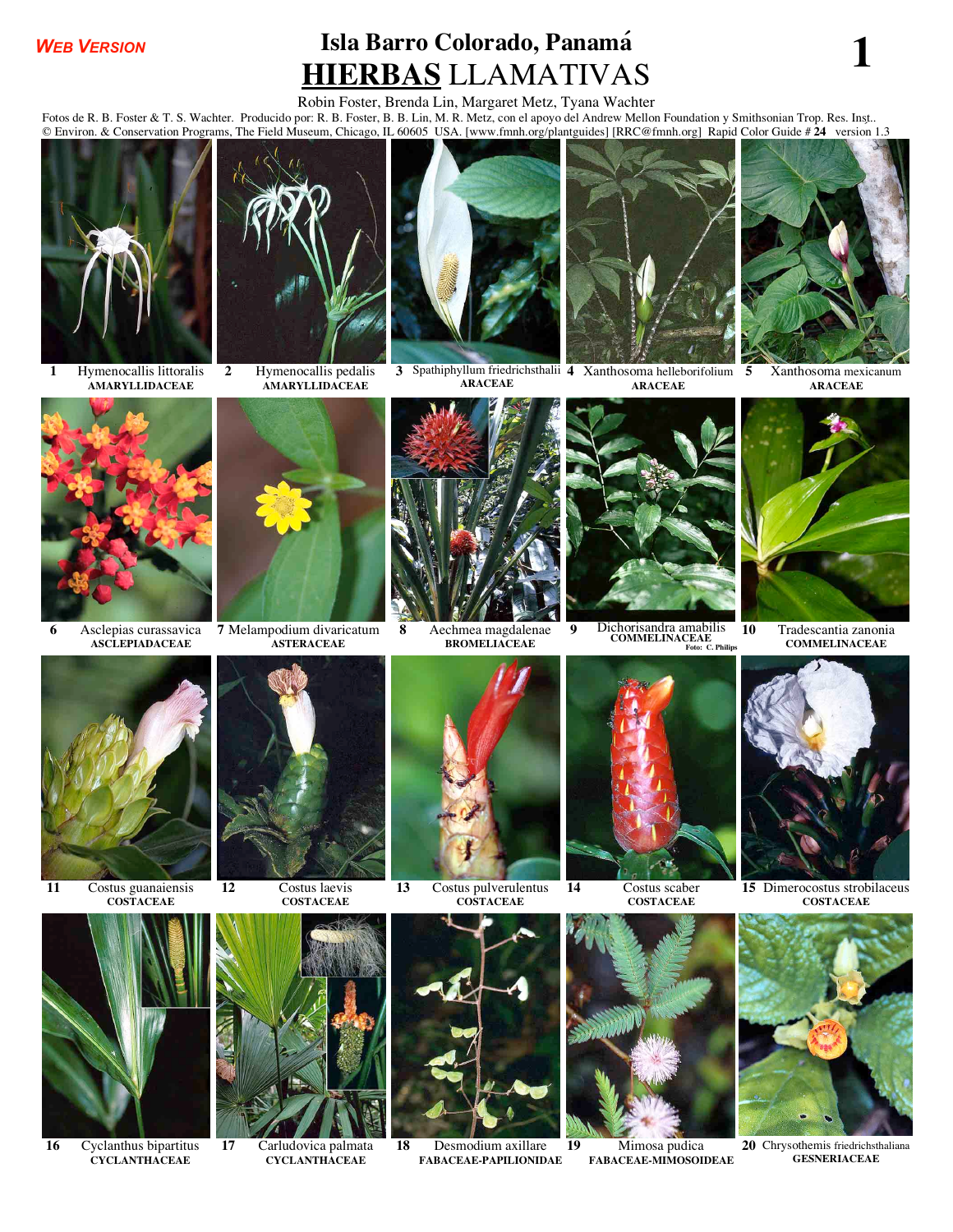WEB VERSION

# Isla Barro Colorado, Panamá
## HIERBAS LLAMATIVAS

Robin Foster, Brenda Lin, Margaret Metz, Tyana Wachter

Fotos de R. B. Foster & T. S. Wachter. Producido por: R. B. Foster, B. B. Lin, M. R. Metz, con el apoyo del Andrew Mellon Foundation y Smithsonian Trop. Res. Inst..
© Environ. & Conservation Programs, The Field Museum, Chicago, IL 60605 USA. [www.fmnh.org/plantguides] [RRC@fmnh.org] Rapid Color Guide # **24** version 1.3

**1** Hymenocallis littoralis
**AMARYLLIDACEAE**

**2** Hymenocallis pedalis
**AMARYLLIDACEAE**

**3** Spathiphyllum friedrichsthalii
**ARACEAE**

**4** Xanthosoma helleborifolium
**ARACEAE**

**5** Xanthosoma mexicanum
**ARACEAE**

**6** Asclepias curassavica
**ASCLEPIADACEAE**

**7** Melampodium divaricatum
**ASTERACEAE**

**8** Aechmea magdalenae
**BROMELIACEAE**

**9** Dichorisandra amabilis
**COMMELINACEAE**
Foto: C. Philips

**10** Tradescantia zanonia
**COMMELINACEAE**

**11** Costus guanaiensis
**COSTACEAE**

**12** Costus laevis
**COSTACEAE**

**13** Costus pulverulentus
**COSTACEAE**

**14** Costus scaber
**COSTACEAE**

**15** Dimerocostus strobilaceus
**COSTACEAE**

**16** Cyclanthus bipartitus
**CYCLANTHACEAE**

**17** Carludovica palmata
**CYCLANTHACEAE**

**18** Desmodium axillare
**FABACEAE-PAPILIONIDAE**

**19** Mimosa pudica
**FABACEAE-MIMOSOIDEAE**

**20** Chrysothemis friedrichsthaliana
**GESNERIACEAE**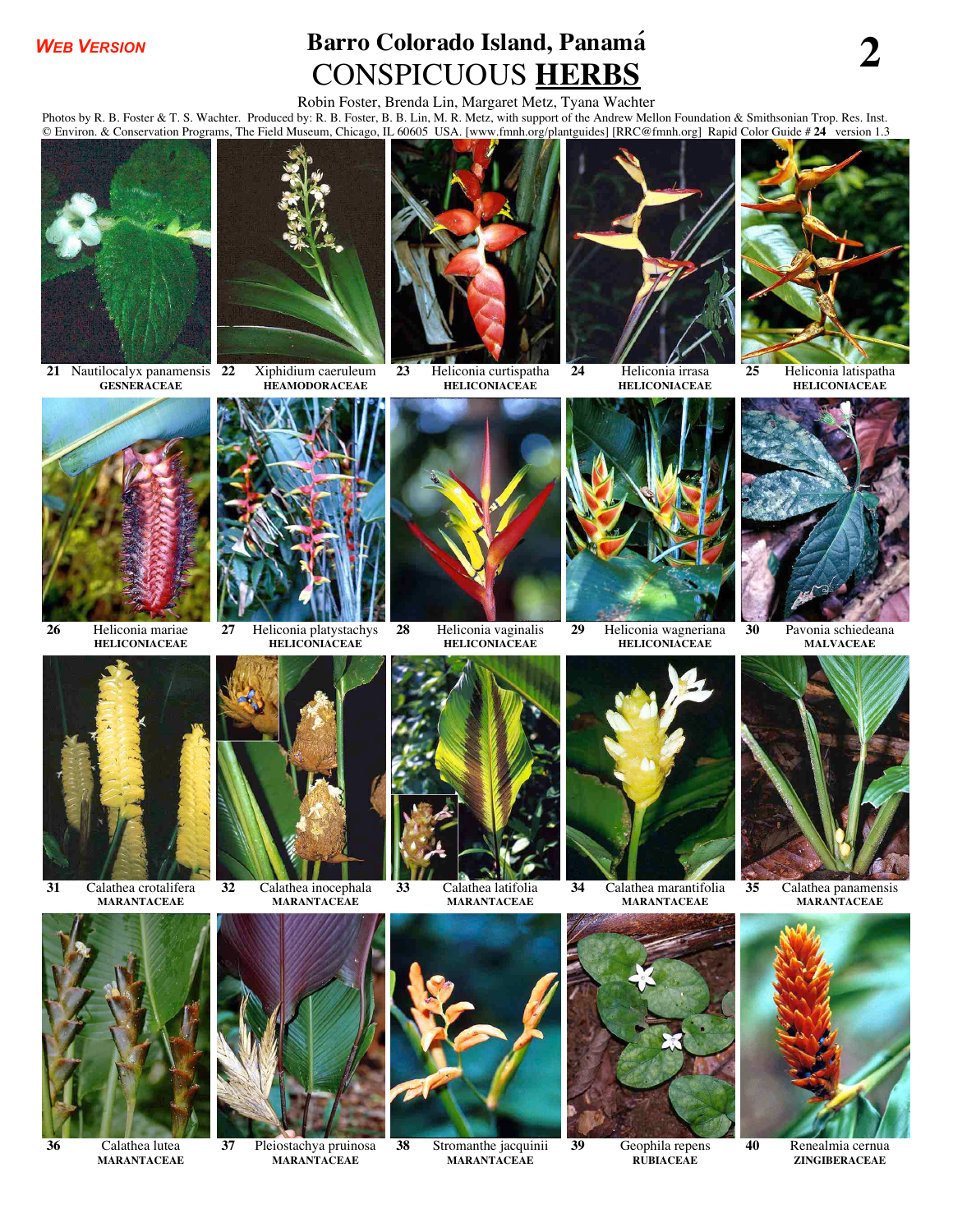**WEB VERSION**

# Barro Colorado Island, Panamá

## CONSPICUOUS **HERBS**

Robin Foster, Brenda Lin, Margaret Metz, Tyana Wachter

Photos by R. B. Foster & T. S. Wachter. Produced by: R. B. Foster, B. B. Lin, M. R. Metz, with support of the Andrew Mellon Foundation & Smithsonian Trop. Res. Inst.
© Environ. & Conservation Programs, The Field Museum, Chicago, IL 60605 USA. [www.fmnh.org/plantguides] [RRC@fmnh.org] Rapid Color Guide # 24 version 1.3

21 Nautilocalyx panamensis
**GESNERACEAE**

22 Xiphidium caeruleum
**HEAMODORACEAE**

23 Heliconia curtispatha
**HELICONIACEAE**

24 Heliconia irrasa
**HELICONIACEAE**

25 Heliconia latispatha
**HELICONIACEAE**

26 Heliconia mariae
**HELICONIACEAE**

27 Heliconia platystachys
**HELICONIACEAE**

28 Heliconia vaginalis
**HELICONIACEAE**

29 Heliconia wagneriana
**HELICONIACEAE**

30 Pavonia schiedeana
**MALVACEAE**

31 Calathea crotalifera
**MARANTACEAE**

32 Calathea inocephala
**MARANTACEAE**

33 Calathea latifolia
**MARANTACEAE**

34 Calathea marantifolia
**MARANTACEAE**

35 Calathea panamensis
**MARANTACEAE**

36 Calathea lutea
**MARANTACEAE**

37 Pleiostachya pruinosa
**MARANTACEAE**

38 Stromanthe jacquinii
**MARANTACEAE**

39 Geophila repens
**RUBIACEAE**

40 Renealmia cernua
**ZINGIBERACEAE**